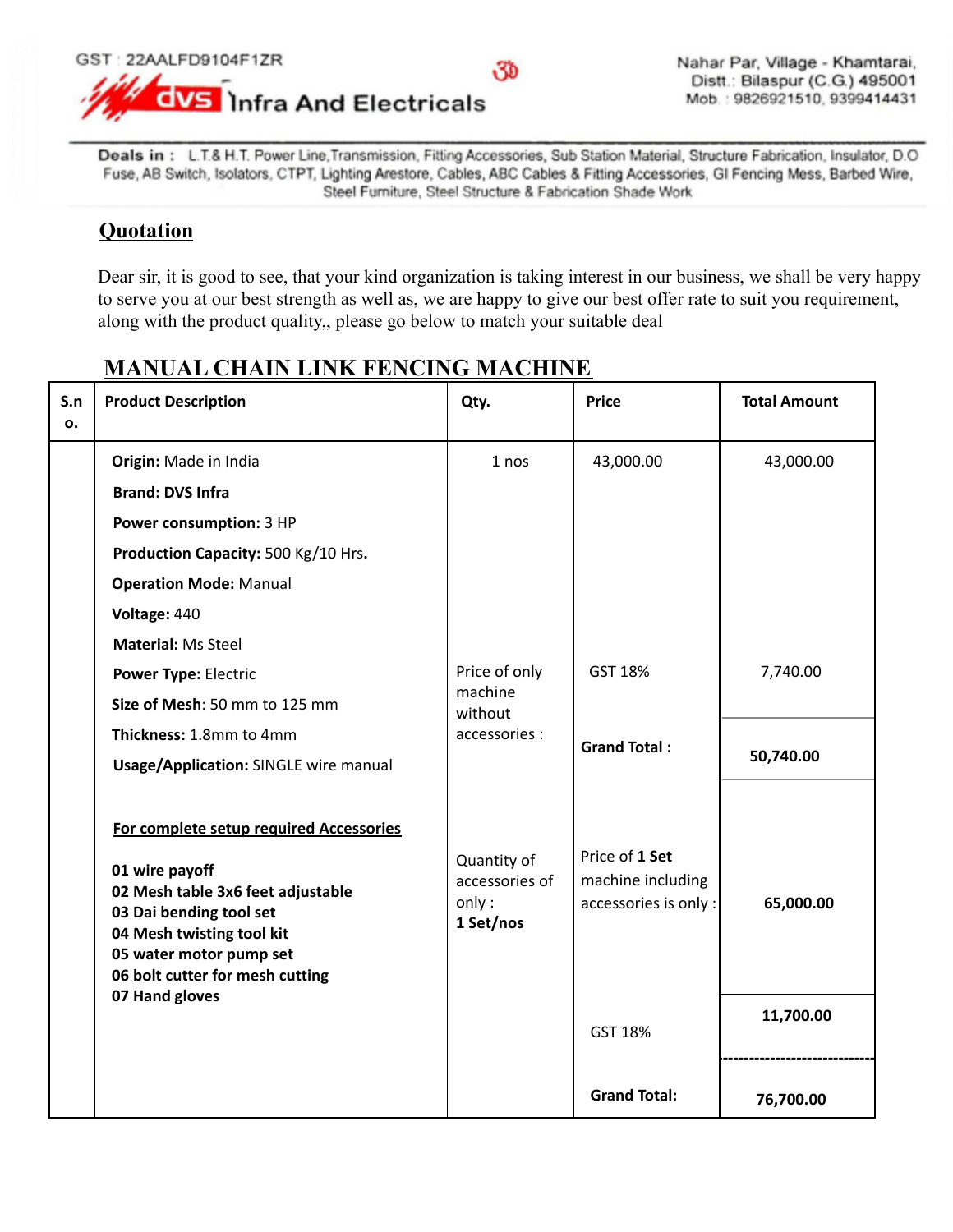GST : 22AALFD9104F1ZR

ॐ

**dvs Infra And Electricals**

Nahar Par, Village - Khamtarai,
Distt.: Bilaspur (C.G.) 495001
Mob. : 9826921510, 9399414431

**Deals in :** L.T.& H.T. Power Line,Transmission, Fitting Accessories, Sub Station Material, Structure Fabrication, Insulator, D.O Fuse, AB Switch, Isolators, CTPT, Lighting Arestore, Cables, ABC Cables & Fitting Accessories, GI Fencing Mess, Barbed Wire, Steel Furniture, Steel Structure & Fabrication Shade Work

## Quotation

Dear sir, it is good to see, that your kind organization is taking interest in our business, we shall be very happy to serve you at our best strength as well as, we are happy to give our best offer rate to suit you requirement, along with the product quality,, please go below to match your suitable deal

## MANUAL CHAIN LINK FENCING MACHINE

| S.no. | Product Description | Qty. | Price | Total Amount |
|---|---|---|---|---|
| | **Origin:** Made in India<br>**Brand: DVS Infra**<br>**Power consumption:** 3 HP<br>**Production Capacity:** 500 Kg/10 Hrs.<br>**Operation Mode:** Manual<br>**Voltage:** 440<br>**Material:** Ms Steel | 1 nos | 43,000.00 | 43,000.00 |
| | **Power Type:** Electric<br>**Size of Mesh**: 50 mm to 125 mm<br>**Thickness:** 1.8mm to 4mm<br>**Usage/Application:** SINGLE wire manual | Price of only machine without accessories : | GST 18% | 7,740.00 |
| | | | **Grand Total :** | **50,740.00** |
| | **For complete setup required Accessories**<br><br>**01 wire payoff**<br>**02 Mesh table 3x6 feet adjustable**<br>**03 Dai bending tool set**<br>**04 Mesh twisting tool kit**<br>**05 water motor pump set**<br>**06 bolt cutter for mesh cutting**<br>**07 Hand gloves** | Quantity of accessories of only :<br>**1 Set/nos** | Price of **1 Set** machine including accessories is only : | **65,000.00** |
| | | | GST 18% | **11,700.00** |
| | | | **Grand Total:** | **76,700.00** |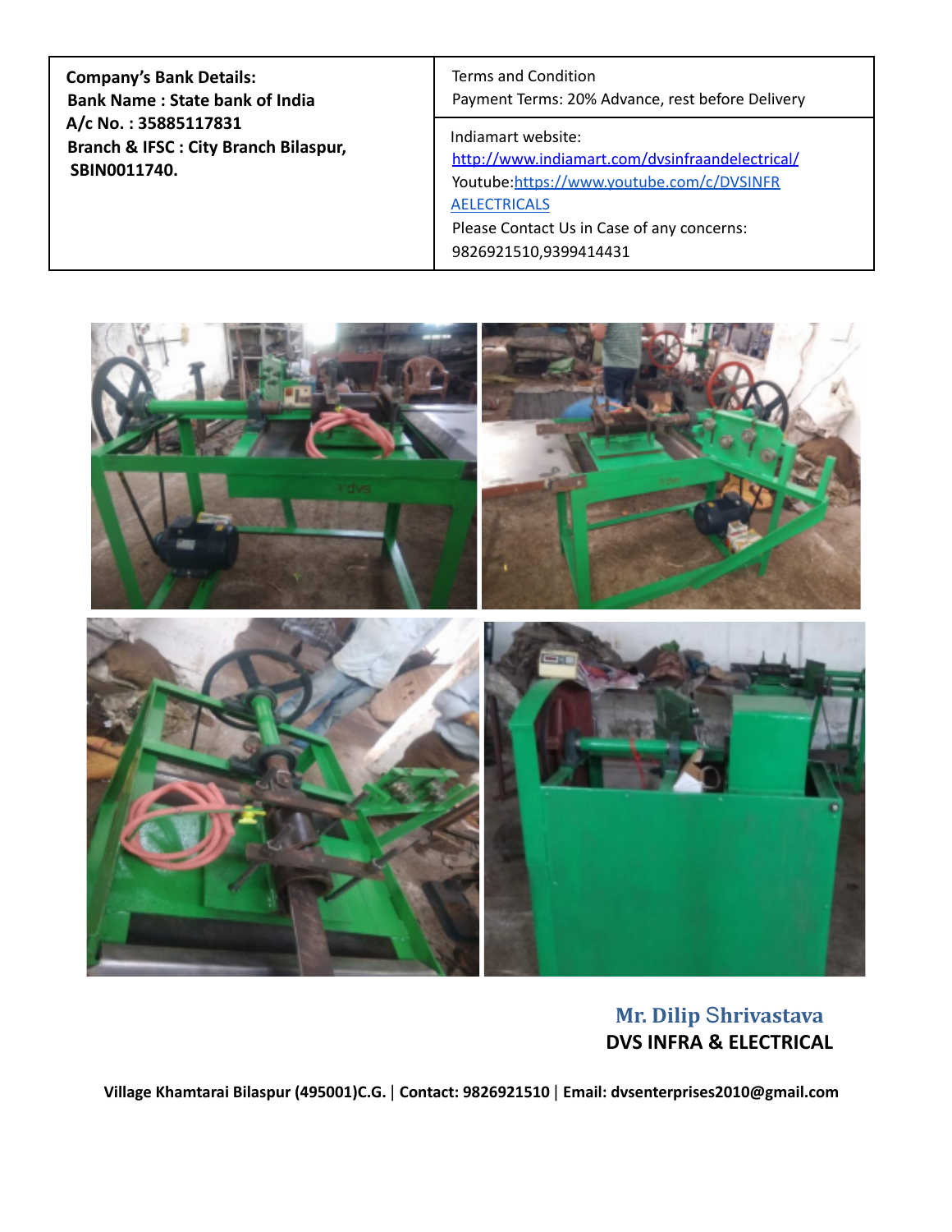| | |
|---|---|
| **Company's Bank Details:**<br>**Bank Name : State bank of India**<br>**A/c No. : 35885117831**<br>**Branch & IFSC : City Branch Bilaspur, SBIN0011740.** | Terms and Condition<br>Payment Terms: 20% Advance, rest before Delivery<br><br>Indiamart website:<br>http://www.indiamart.com/dvsinfraandelectrical/<br>Youtube:https://www.youtube.com/c/DVSINFRAELECTRICALS<br>Please Contact Us in Case of any concerns:<br>9826921510,9399414431 |

**Mr. Dilip Shrivastava**
**DVS INFRA & ELECTRICAL**

**Village Khamtarai Bilaspur (495001)C.G. | Contact: 9826921510 | Email: dvsenterprises2010@gmail.com**